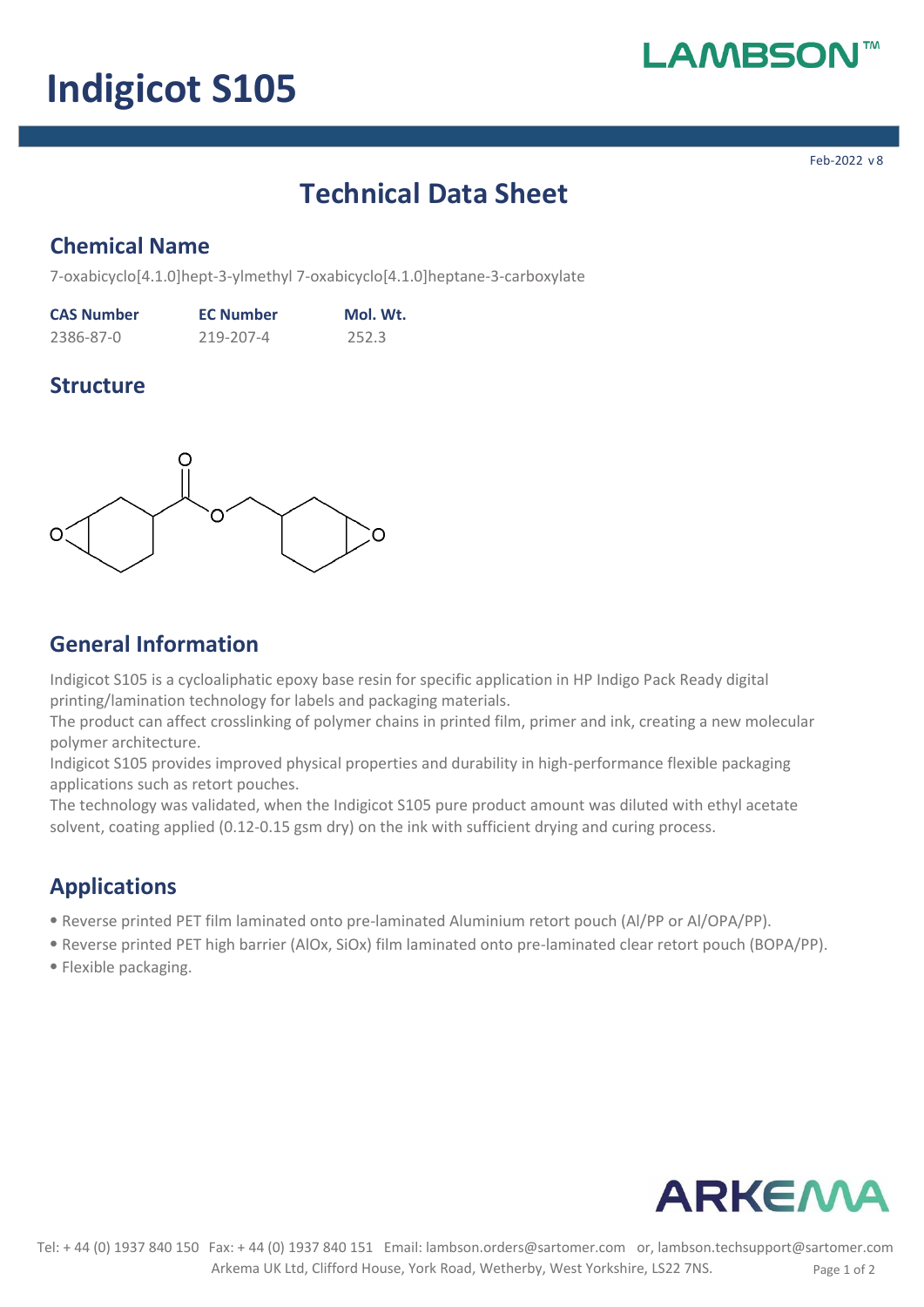# Indigicot S105

LAMBSON™

Feb-2022 v8

## Technical Data Sheet

### Chemical Name

7-oxabicyclo[4.1.0]hept-3-ylmethyl 7-oxabicyclo[4.1.0]heptane-3-carboxylate

| CAS Number | EC Number | Mol. Wt. |
|---|---|---|
| 2386-87-0 | 219-207-4 | 252.3 |

### Structure

### General Information

Indigicot S105 is a cycloaliphatic epoxy base resin for specific application in HP Indigo Pack Ready digital printing/lamination technology for labels and packaging materials.

The product can affect crosslinking of polymer chains in printed film, primer and ink, creating a new molecular polymer architecture.

Indigicot S105 provides improved physical properties and durability in high-performance flexible packaging applications such as retort pouches.

The technology was validated, when the Indigicot S105 pure product amount was diluted with ethyl acetate solvent, coating applied (0.12-0.15 gsm dry) on the ink with sufficient drying and curing process.

### Applications

- Reverse printed PET film laminated onto pre-laminated Aluminium retort pouch (Al/PP or Al/OPA/PP).
- Reverse printed PET high barrier (AlOx, SiOx) film laminated onto pre-laminated clear retort pouch (BOPA/PP).
- Flexible packaging.

ARKEMA

Tel: + 44 (0) 1937 840 150 Fax: + 44 (0) 1937 840 151 Email: lambson.orders@sartomer.com or, lambson.techsupport@sartomer.com
Arkema UK Ltd, Clifford House, York Road, Wetherby, West Yorkshire, LS22 7NS.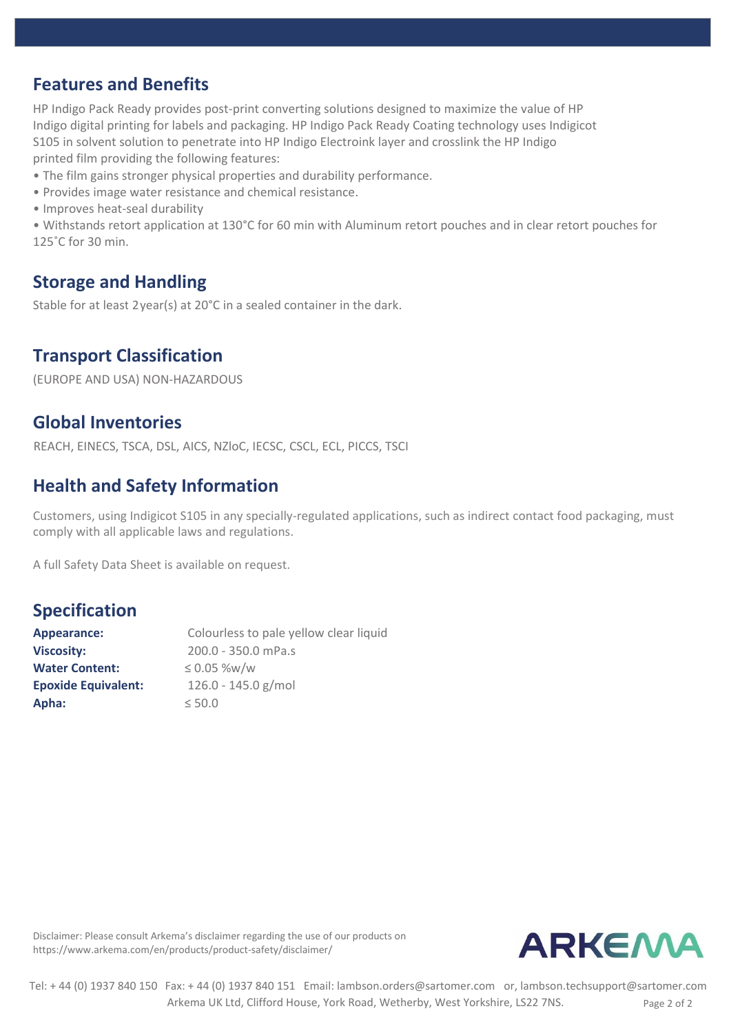## Features and Benefits

HP Indigo Pack Ready provides post-print converting solutions designed to maximize the value of HP Indigo digital printing for labels and packaging. HP Indigo Pack Ready Coating technology uses Indigicot S105 in solvent solution to penetrate into HP Indigo Electroink layer and crosslink the HP Indigo printed film providing the following features:

- The film gains stronger physical properties and durability performance.
- Provides image water resistance and chemical resistance.
- Improves heat-seal durability
- Withstands retort application at 130°C for 60 min with Aluminum retort pouches and in clear retort pouches for 125°C for 30 min.

## Storage and Handling

Stable for at least 2year(s) at 20°C in a sealed container in the dark.

## Transport Classification

(EUROPE AND USA) NON-HAZARDOUS

## Global Inventories

REACH, EINECS, TSCA, DSL, AICS, NZIoC, IECSC, CSCL, ECL, PICCS, TSCI

## Health and Safety Information

Customers, using Indigicot S105 in any specially-regulated applications, such as indirect contact food packaging, must comply with all applicable laws and regulations.

A full Safety Data Sheet is available on request.

## Specification

| | |
|---|---|
| **Appearance:** | Colourless to pale yellow clear liquid |
| **Viscosity:** | 200.0 - 350.0 mPa.s |
| **Water Content:** | ≤ 0.05 %w/w |
| **Epoxide Equivalent:** | 126.0 - 145.0 g/mol |
| **Apha:** | ≤ 50.0 |

Disclaimer: Please consult Arkema's disclaimer regarding the use of our products on https://www.arkema.com/en/products/product-safety/disclaimer/

ARKEMA

Tel: + 44 (0) 1937 840 150 Fax: + 44 (0) 1937 840 151 Email: lambson.orders@sartomer.com or, lambson.techsupport@sartomer.com
Arkema UK Ltd, Clifford House, York Road, Wetherby, West Yorkshire, LS22 7NS.